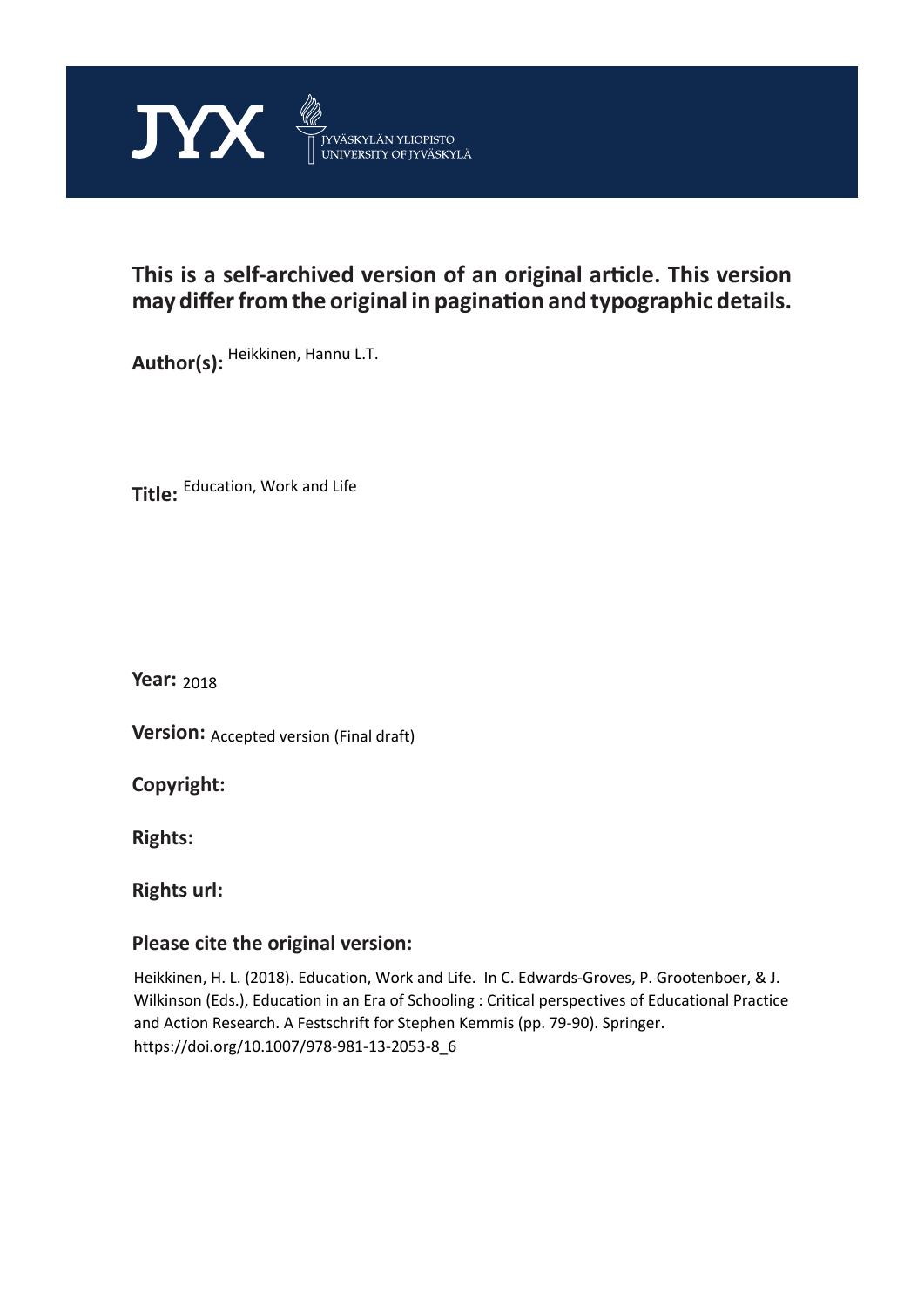JYX JYVÄSKYLÄN YLIOPISTO UNIVERSITY OF JYVÄSKYLÄ

**This is a self-archived version of an original article. This version may differ from the original in pagination and typographic details.**

**Author(s):** Heikkinen, Hannu L.T.

**Title:** Education, Work and Life

**Year:** 2018

**Version:** Accepted version (Final draft)

**Copyright:**

**Rights:**

**Rights url:**

**Please cite the original version:**

Heikkinen, H. L. (2018). Education, Work and Life. In C. Edwards-Groves, P. Grootenboer, & J. Wilkinson (Eds.), Education in an Era of Schooling : Critical perspectives of Educational Practice and Action Research. A Festschrift for Stephen Kemmis (pp. 79-90). Springer. https://doi.org/10.1007/978-981-13-2053-8_6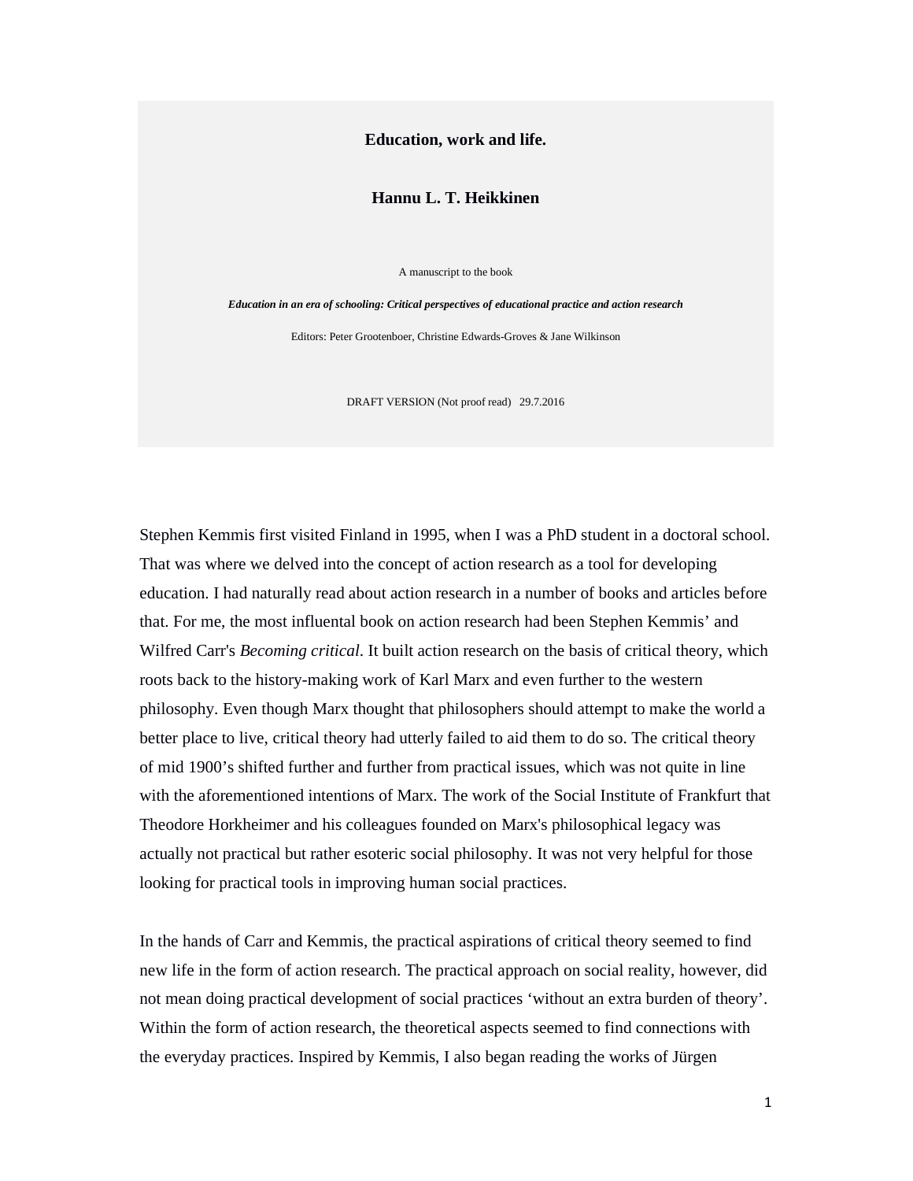**Education, work and life.**

**Hannu L. T. Heikkinen**

A manuscript to the book

***Education in an era of schooling: Critical perspectives of educational practice and action research***

Editors: Peter Grootenboer, Christine Edwards-Groves & Jane Wilkinson

DRAFT VERSION (Not proof read) 29.7.2016

Stephen Kemmis first visited Finland in 1995, when I was a PhD student in a doctoral school. That was where we delved into the concept of action research as a tool for developing education. I had naturally read about action research in a number of books and articles before that. For me, the most influential book on action research had been Stephen Kemmis' and Wilfred Carr's *Becoming critical*. It built action research on the basis of critical theory, which roots back to the history-making work of Karl Marx and even further to the western philosophy. Even though Marx thought that philosophers should attempt to make the world a better place to live, critical theory had utterly failed to aid them to do so. The critical theory of mid 1900's shifted further and further from practical issues, which was not quite in line with the aforementioned intentions of Marx. The work of the Social Institute of Frankfurt that Theodore Horkheimer and his colleagues founded on Marx's philosophical legacy was actually not practical but rather esoteric social philosophy. It was not very helpful for those looking for practical tools in improving human social practices.

In the hands of Carr and Kemmis, the practical aspirations of critical theory seemed to find new life in the form of action research. The practical approach on social reality, however, did not mean doing practical development of social practices 'without an extra burden of theory'. Within the form of action research, the theoretical aspects seemed to find connections with the everyday practices. Inspired by Kemmis, I also began reading the works of Jürgen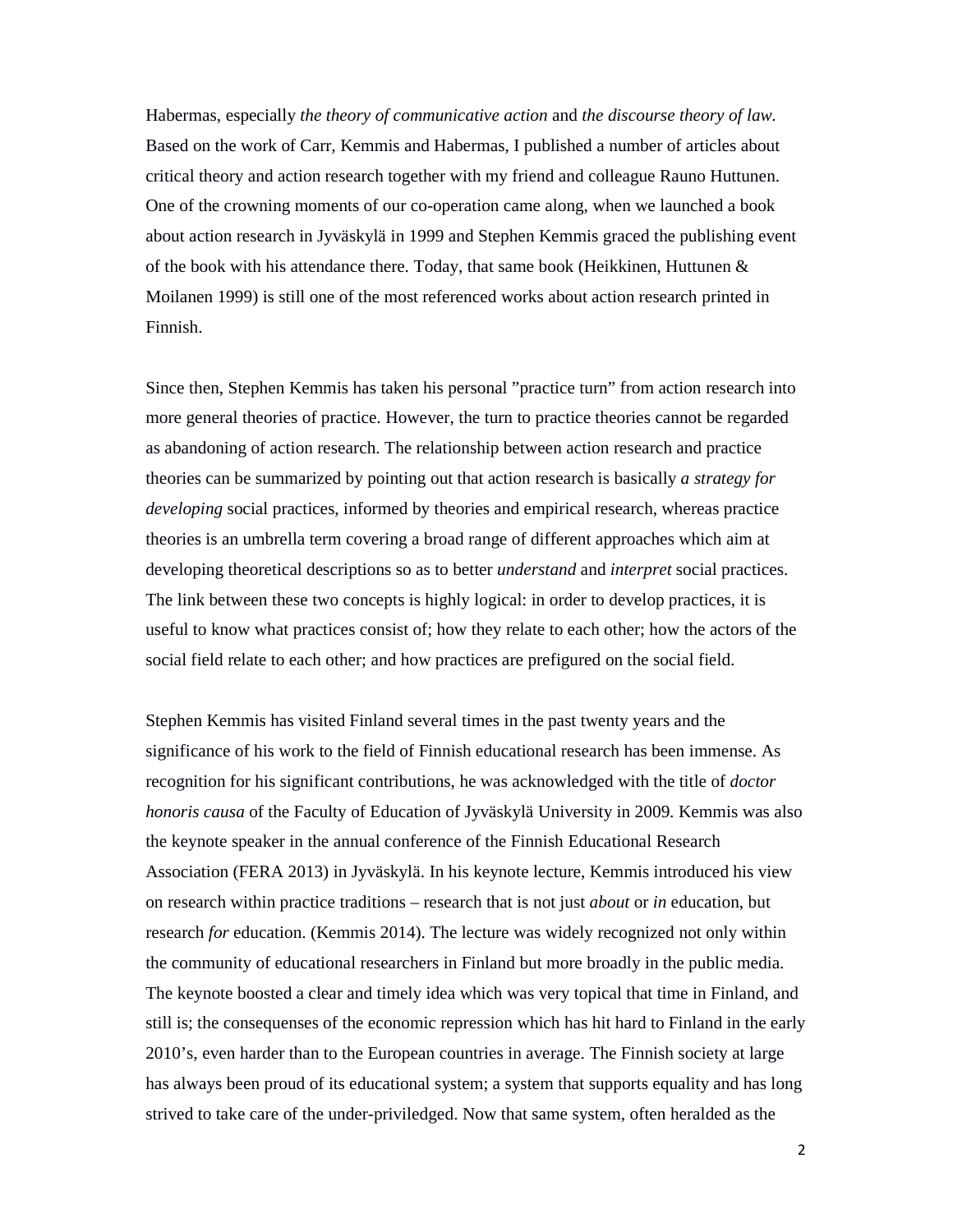Habermas, especially *the theory of communicative action* and *the discourse theory of law*. Based on the work of Carr, Kemmis and Habermas, I published a number of articles about critical theory and action research together with my friend and colleague Rauno Huttunen. One of the crowning moments of our co-operation came along, when we launched a book about action research in Jyväskylä in 1999 and Stephen Kemmis graced the publishing event of the book with his attendance there. Today, that same book (Heikkinen, Huttunen & Moilanen 1999) is still one of the most referenced works about action research printed in Finnish.

Since then, Stephen Kemmis has taken his personal ”practice turn” from action research into more general theories of practice. However, the turn to practice theories cannot be regarded as abandoning of action research. The relationship between action research and practice theories can be summarized by pointing out that action research is basically *a strategy for developing* social practices, informed by theories and empirical research, whereas practice theories is an umbrella term covering a broad range of different approaches which aim at developing theoretical descriptions so as to better *understand* and *interpret* social practices. The link between these two concepts is highly logical: in order to develop practices, it is useful to know what practices consist of; how they relate to each other; how the actors of the social field relate to each other; and how practices are prefigured on the social field.

Stephen Kemmis has visited Finland several times in the past twenty years and the significance of his work to the field of Finnish educational research has been immense. As recognition for his significant contributions, he was acknowledged with the title of *doctor honoris causa* of the Faculty of Education of Jyväskylä University in 2009. Kemmis was also the keynote speaker in the annual conference of the Finnish Educational Research Association (FERA 2013) in Jyväskylä. In his keynote lecture, Kemmis introduced his view on research within practice traditions – research that is not just *about* or *in* education, but research *for* education. (Kemmis 2014). The lecture was widely recognized not only within the community of educational researchers in Finland but more broadly in the public media. The keynote boosted a clear and timely idea which was very topical that time in Finland, and still is; the consequenses of the economic repression which has hit hard to Finland in the early 2010's, even harder than to the European countries in average. The Finnish society at large has always been proud of its educational system; a system that supports equality and has long strived to take care of the under-priviledged. Now that same system, often heralded as the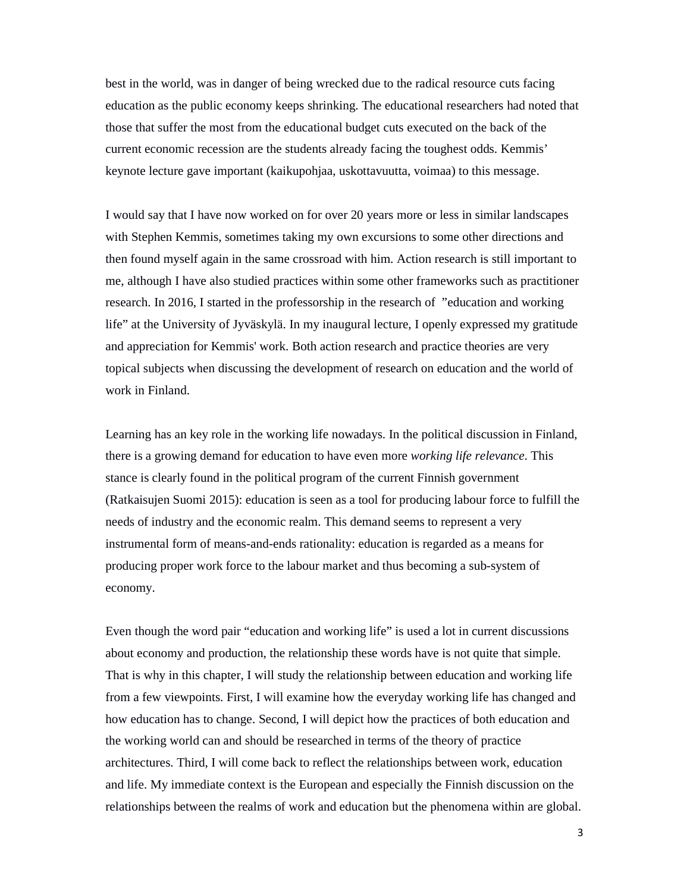best in the world, was in danger of being wrecked due to the radical resource cuts facing education as the public economy keeps shrinking. The educational researchers had noted that those that suffer the most from the educational budget cuts executed on the back of the current economic recession are the students already facing the toughest odds. Kemmis' keynote lecture gave important (kaikupohjaa, uskottavuutta, voimaa) to this message.

I would say that I have now worked on for over 20 years more or less in similar landscapes with Stephen Kemmis, sometimes taking my own excursions to some other directions and then found myself again in the same crossroad with him. Action research is still important to me, although I have also studied practices within some other frameworks such as practitioner research. In 2016, I started in the professorship in the research of "education and working life" at the University of Jyväskylä. In my inaugural lecture, I openly expressed my gratitude and appreciation for Kemmis' work. Both action research and practice theories are very topical subjects when discussing the development of research on education and the world of work in Finland.

Learning has an key role in the working life nowadays. In the political discussion in Finland, there is a growing demand for education to have even more *working life relevance*. This stance is clearly found in the political program of the current Finnish government (Ratkaisujen Suomi 2015): education is seen as a tool for producing labour force to fulfill the needs of industry and the economic realm. This demand seems to represent a very instrumental form of means-and-ends rationality: education is regarded as a means for producing proper work force to the labour market and thus becoming a sub-system of economy.

Even though the word pair "education and working life" is used a lot in current discussions about economy and production, the relationship these words have is not quite that simple. That is why in this chapter, I will study the relationship between education and working life from a few viewpoints. First, I will examine how the everyday working life has changed and how education has to change. Second, I will depict how the practices of both education and the working world can and should be researched in terms of the theory of practice architectures. Third, I will come back to reflect the relationships between work, education and life. My immediate context is the European and especially the Finnish discussion on the relationships between the realms of work and education but the phenomena within are global.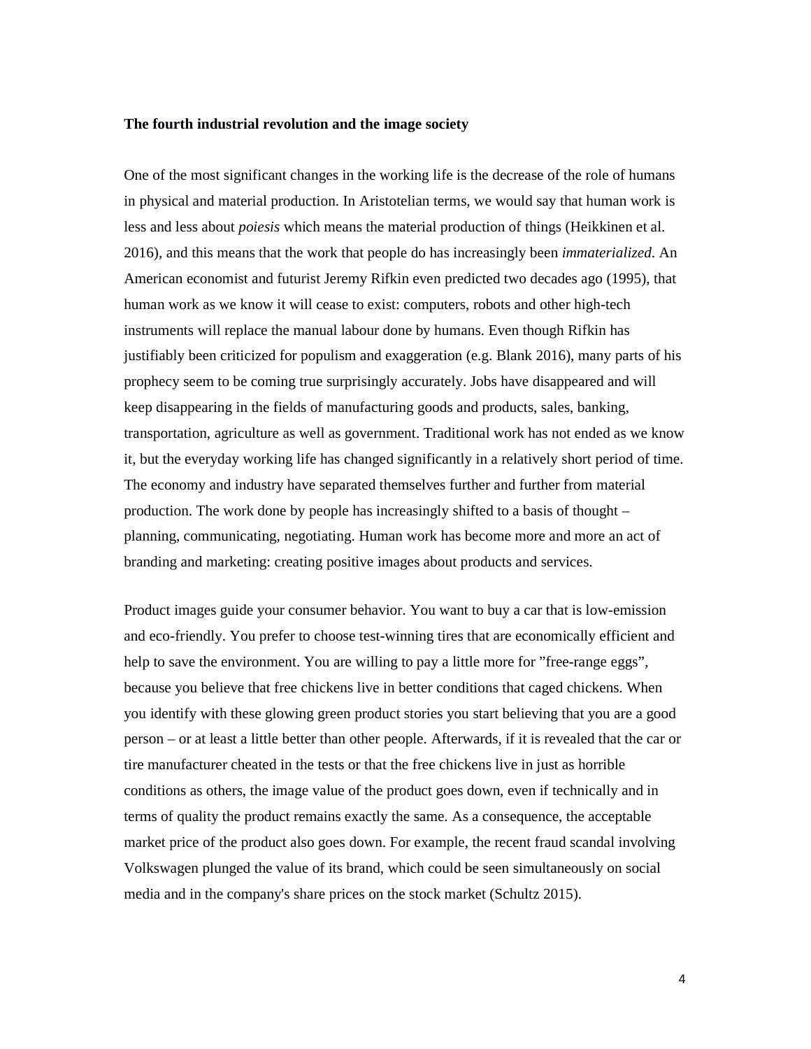**The fourth industrial revolution and the image society**

One of the most significant changes in the working life is the decrease of the role of humans in physical and material production. In Aristotelian terms, we would say that human work is less and less about *poiesis* which means the material production of things (Heikkinen et al. 2016), and this means that the work that people do has increasingly been *immaterialized*. An American economist and futurist Jeremy Rifkin even predicted two decades ago (1995), that human work as we know it will cease to exist: computers, robots and other high-tech instruments will replace the manual labour done by humans. Even though Rifkin has justifiably been criticized for populism and exaggeration (e.g. Blank 2016), many parts of his prophecy seem to be coming true surprisingly accurately. Jobs have disappeared and will keep disappearing in the fields of manufacturing goods and products, sales, banking, transportation, agriculture as well as government. Traditional work has not ended as we know it, but the everyday working life has changed significantly in a relatively short period of time. The economy and industry have separated themselves further and further from material production. The work done by people has increasingly shifted to a basis of thought – planning, communicating, negotiating. Human work has become more and more an act of branding and marketing: creating positive images about products and services.

Product images guide your consumer behavior. You want to buy a car that is low-emission and eco-friendly. You prefer to choose test-winning tires that are economically efficient and help to save the environment. You are willing to pay a little more for ”free-range eggs”, because you believe that free chickens live in better conditions that caged chickens. When you identify with these glowing green product stories you start believing that you are a good person – or at least a little better than other people. Afterwards, if it is revealed that the car or tire manufacturer cheated in the tests or that the free chickens live in just as horrible conditions as others, the image value of the product goes down, even if technically and in terms of quality the product remains exactly the same. As a consequence, the acceptable market price of the product also goes down. For example, the recent fraud scandal involving Volkswagen plunged the value of its brand, which could be seen simultaneously on social media and in the company's share prices on the stock market (Schultz 2015).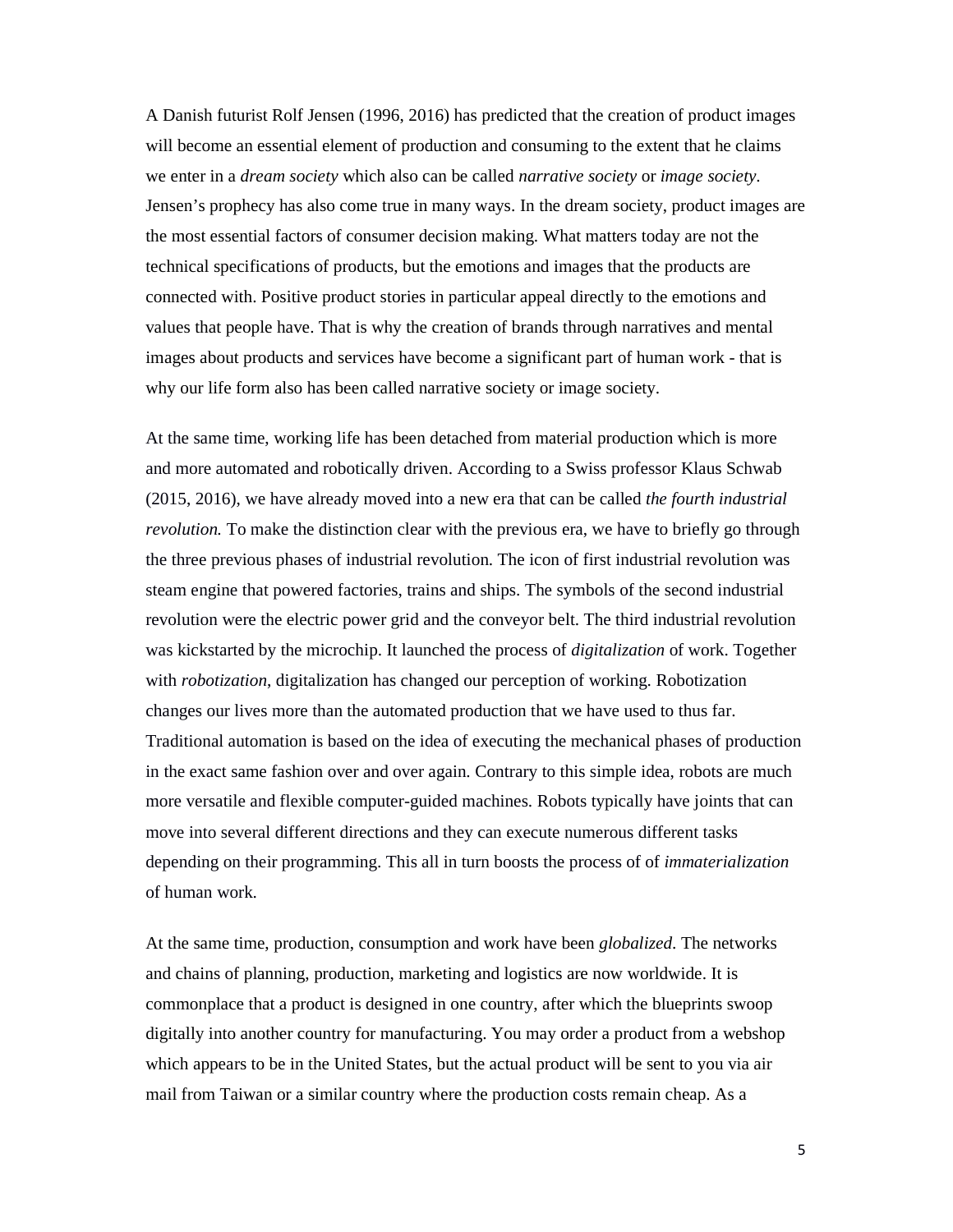A Danish futurist Rolf Jensen (1996, 2016) has predicted that the creation of product images will become an essential element of production and consuming to the extent that he claims we enter in a *dream society* which also can be called *narrative society* or *image society*. Jensen's prophecy has also come true in many ways. In the dream society, product images are the most essential factors of consumer decision making. What matters today are not the technical specifications of products, but the emotions and images that the products are connected with. Positive product stories in particular appeal directly to the emotions and values that people have. That is why the creation of brands through narratives and mental images about products and services have become a significant part of human work - that is why our life form also has been called narrative society or image society.

At the same time, working life has been detached from material production which is more and more automated and robotically driven. According to a Swiss professor Klaus Schwab (2015, 2016), we have already moved into a new era that can be called *the fourth industrial revolution.* To make the distinction clear with the previous era, we have to briefly go through the three previous phases of industrial revolution. The icon of first industrial revolution was steam engine that powered factories, trains and ships. The symbols of the second industrial revolution were the electric power grid and the conveyor belt. The third industrial revolution was kickstarted by the microchip. It launched the process of *digitalization* of work. Together with *robotization*, digitalization has changed our perception of working. Robotization changes our lives more than the automated production that we have used to thus far. Traditional automation is based on the idea of executing the mechanical phases of production in the exact same fashion over and over again. Contrary to this simple idea, robots are much more versatile and flexible computer-guided machines. Robots typically have joints that can move into several different directions and they can execute numerous different tasks depending on their programming. This all in turn boosts the process of of *immaterialization* of human work.

At the same time, production, consumption and work have been *globalized*. The networks and chains of planning, production, marketing and logistics are now worldwide. It is commonplace that a product is designed in one country, after which the blueprints swoop digitally into another country for manufacturing. You may order a product from a webshop which appears to be in the United States, but the actual product will be sent to you via air mail from Taiwan or a similar country where the production costs remain cheap. As a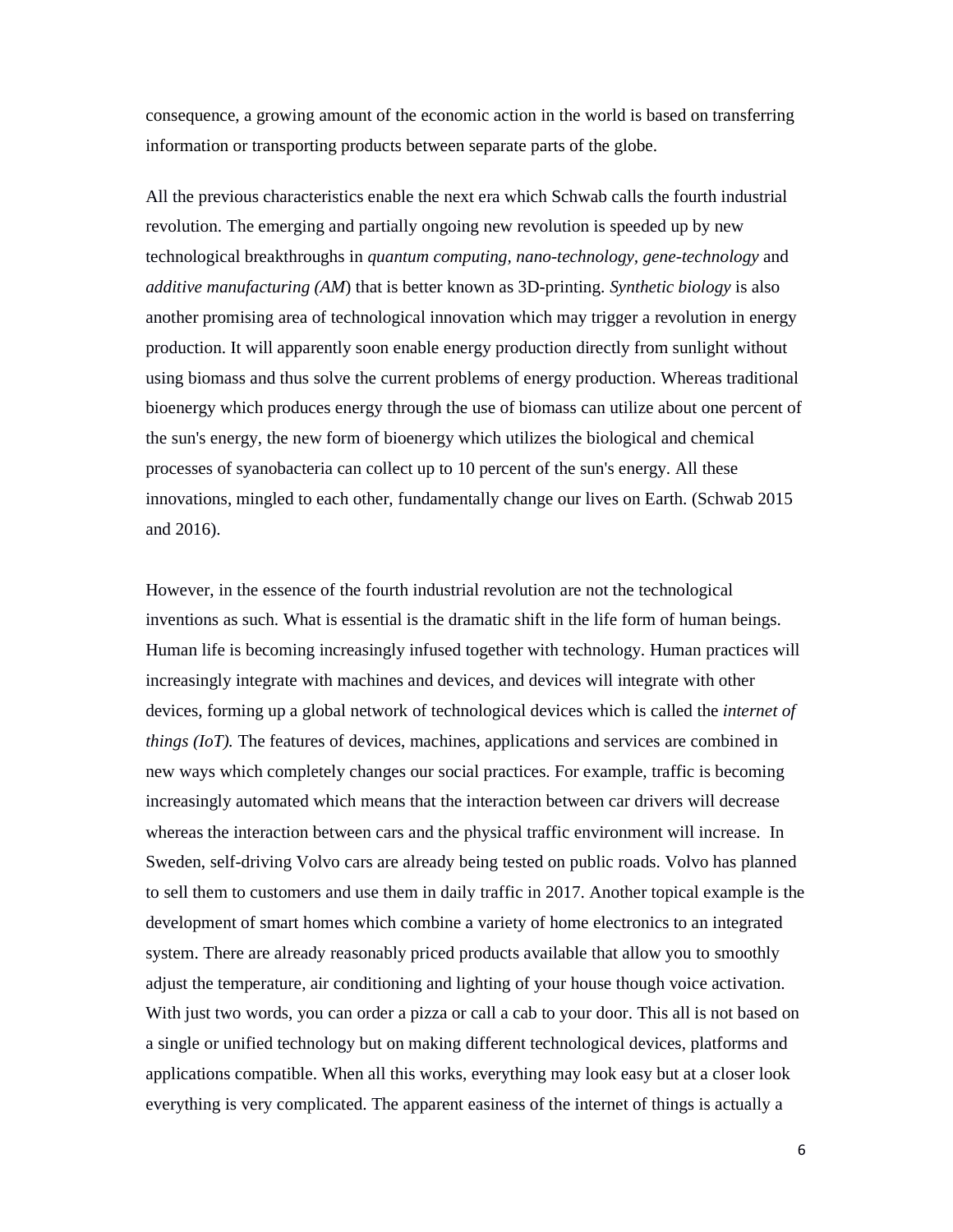consequence, a growing amount of the economic action in the world is based on transferring information or transporting products between separate parts of the globe.

All the previous characteristics enable the next era which Schwab calls the fourth industrial revolution. The emerging and partially ongoing new revolution is speeded up by new technological breakthroughs in *quantum computing*, *nano-technology*, *gene-technology* and *additive manufacturing (AM*) that is better known as 3D-printing. *Synthetic biology* is also another promising area of technological innovation which may trigger a revolution in energy production. It will apparently soon enable energy production directly from sunlight without using biomass and thus solve the current problems of energy production. Whereas traditional bioenergy which produces energy through the use of biomass can utilize about one percent of the sun's energy, the new form of bioenergy which utilizes the biological and chemical processes of syanobacteria can collect up to 10 percent of the sun's energy. All these innovations, mingled to each other, fundamentally change our lives on Earth. (Schwab 2015 and 2016).

However, in the essence of the fourth industrial revolution are not the technological inventions as such. What is essential is the dramatic shift in the life form of human beings. Human life is becoming increasingly infused together with technology. Human practices will increasingly integrate with machines and devices, and devices will integrate with other devices, forming up a global network of technological devices which is called the *internet of things (IoT).* The features of devices, machines, applications and services are combined in new ways which completely changes our social practices. For example, traffic is becoming increasingly automated which means that the interaction between car drivers will decrease whereas the interaction between cars and the physical traffic environment will increase. In Sweden, self-driving Volvo cars are already being tested on public roads. Volvo has planned to sell them to customers and use them in daily traffic in 2017. Another topical example is the development of smart homes which combine a variety of home electronics to an integrated system. There are already reasonably priced products available that allow you to smoothly adjust the temperature, air conditioning and lighting of your house though voice activation. With just two words, you can order a pizza or call a cab to your door. This all is not based on a single or unified technology but on making different technological devices, platforms and applications compatible. When all this works, everything may look easy but at a closer look everything is very complicated. The apparent easiness of the internet of things is actually a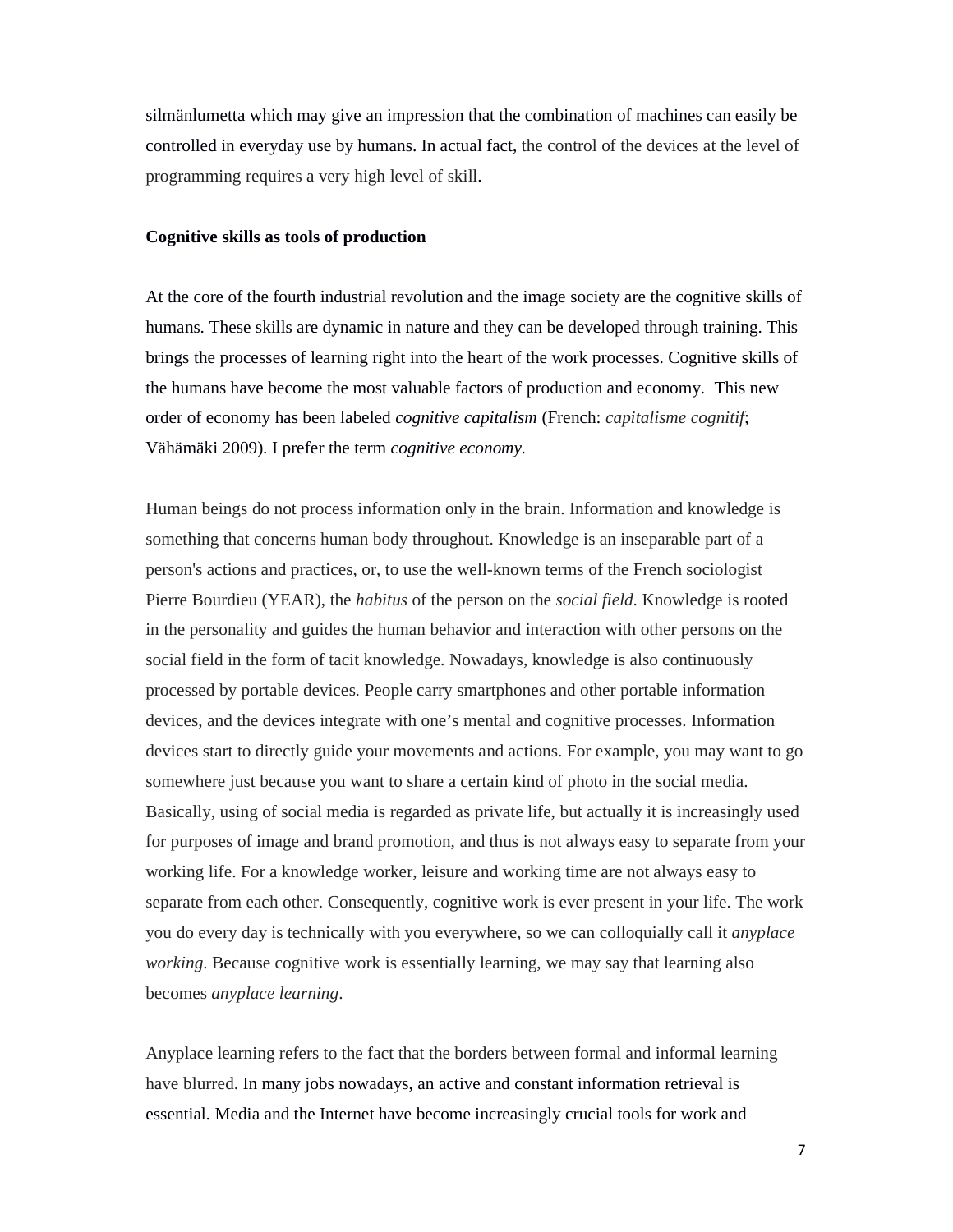silmänlumetta which may give an impression that the combination of machines can easily be controlled in everyday use by humans. In actual fact, the control of the devices at the level of programming requires a very high level of skill.

**Cognitive skills as tools of production**

At the core of the fourth industrial revolution and the image society are the cognitive skills of humans. These skills are dynamic in nature and they can be developed through training. This brings the processes of learning right into the heart of the work processes. Cognitive skills of the humans have become the most valuable factors of production and economy. This new order of economy has been labeled *cognitive capitalism* (French: *capitalisme cognitif*; Vähämäki 2009). I prefer the term *cognitive economy*.

Human beings do not process information only in the brain. Information and knowledge is something that concerns human body throughout. Knowledge is an inseparable part of a person's actions and practices, or, to use the well-known terms of the French sociologist Pierre Bourdieu (YEAR), the *habitus* of the person on the *social field*. Knowledge is rooted in the personality and guides the human behavior and interaction with other persons on the social field in the form of tacit knowledge. Nowadays, knowledge is also continuously processed by portable devices. People carry smartphones and other portable information devices, and the devices integrate with one's mental and cognitive processes. Information devices start to directly guide your movements and actions. For example, you may want to go somewhere just because you want to share a certain kind of photo in the social media. Basically, using of social media is regarded as private life, but actually it is increasingly used for purposes of image and brand promotion, and thus is not always easy to separate from your working life. For a knowledge worker, leisure and working time are not always easy to separate from each other. Consequently, cognitive work is ever present in your life. The work you do every day is technically with you everywhere, so we can colloquially call it *anyplace working*. Because cognitive work is essentially learning, we may say that learning also becomes *anyplace learning*.

Anyplace learning refers to the fact that the borders between formal and informal learning have blurred. In many jobs nowadays, an active and constant information retrieval is essential. Media and the Internet have become increasingly crucial tools for work and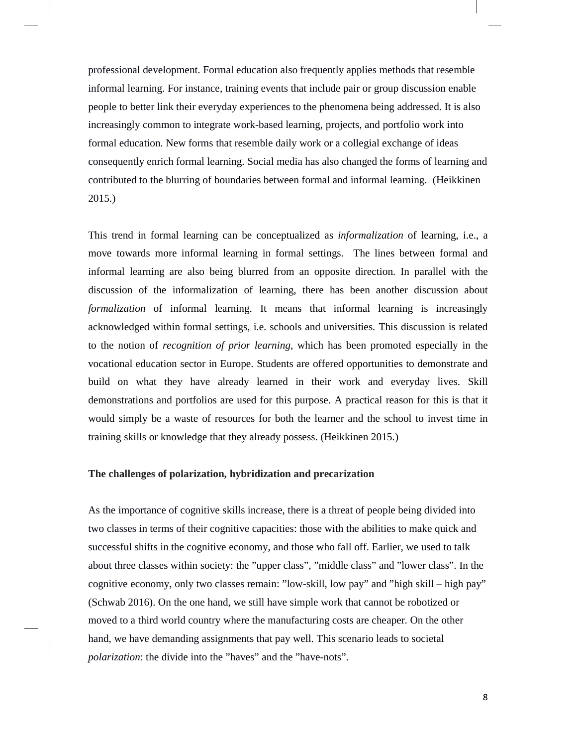professional development. Formal education also frequently applies methods that resemble informal learning. For instance, training events that include pair or group discussion enable people to better link their everyday experiences to the phenomena being addressed. It is also increasingly common to integrate work-based learning, projects, and portfolio work into formal education. New forms that resemble daily work or a collegial exchange of ideas consequently enrich formal learning. Social media has also changed the forms of learning and contributed to the blurring of boundaries between formal and informal learning.  (Heikkinen 2015.)

This trend in formal learning can be conceptualized as *informalization* of learning, i.e., a move towards more informal learning in formal settings.  The lines between formal and informal learning are also being blurred from an opposite direction. In parallel with the discussion of the informalization of learning, there has been another discussion about *formalization* of informal learning. It means that informal learning is increasingly acknowledged within formal settings, i.e. schools and universities. This discussion is related to the notion of *recognition of prior learning*, which has been promoted especially in the vocational education sector in Europe. Students are offered opportunities to demonstrate and build on what they have already learned in their work and everyday lives. Skill demonstrations and portfolios are used for this purpose. A practical reason for this is that it would simply be a waste of resources for both the learner and the school to invest time in training skills or knowledge that they already possess. (Heikkinen 2015.)

### The challenges of polarization, hybridization and precarization

As the importance of cognitive skills increase, there is a threat of people being divided into two classes in terms of their cognitive capacities: those with the abilities to make quick and successful shifts in the cognitive economy, and those who fall off. Earlier, we used to talk about three classes within society: the ”upper class”, ”middle class” and ”lower class”. In the cognitive economy, only two classes remain: ”low-skill, low pay” and ”high skill – high pay” (Schwab 2016). On the one hand, we still have simple work that cannot be robotized or moved to a third world country where the manufacturing costs are cheaper. On the other hand, we have demanding assignments that pay well. This scenario leads to societal *polarization*: the divide into the ”haves” and the ”have-nots”.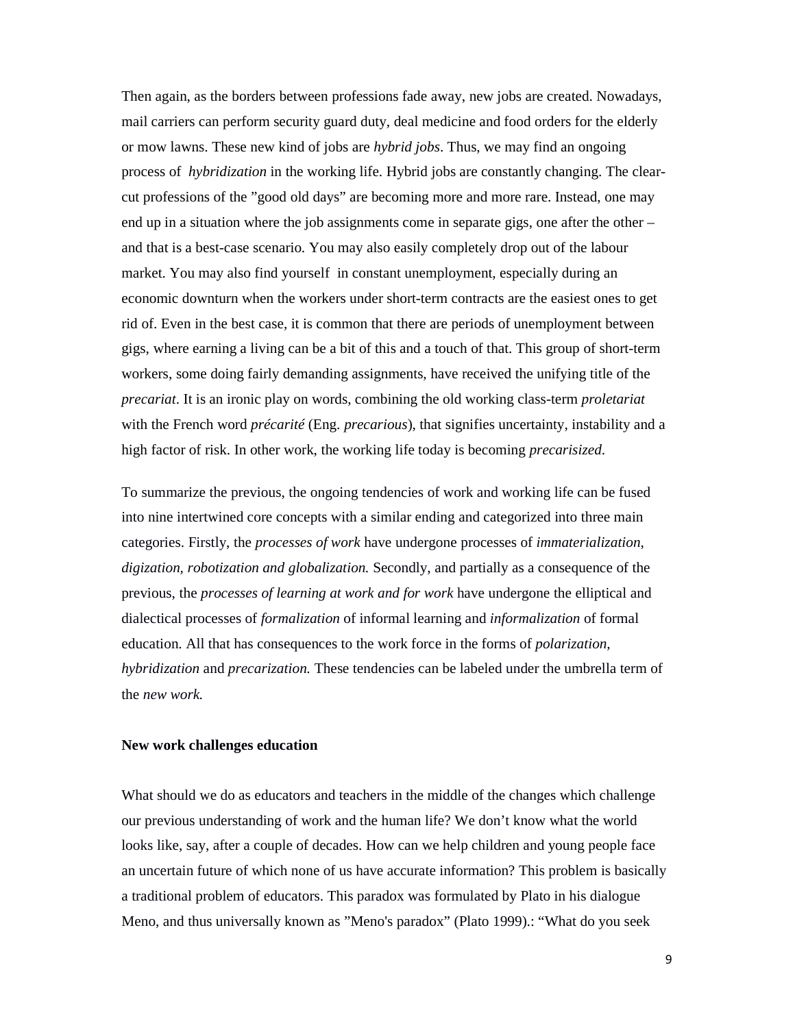Then again, as the borders between professions fade away, new jobs are created. Nowadays, mail carriers can perform security guard duty, deal medicine and food orders for the elderly or mow lawns. These new kind of jobs are *hybrid jobs*. Thus, we may find an ongoing process of *hybridization* in the working life. Hybrid jobs are constantly changing. The clear-cut professions of the ”good old days” are becoming more and more rare. Instead, one may end up in a situation where the job assignments come in separate gigs, one after the other – and that is a best-case scenario. You may also easily completely drop out of the labour market. You may also find yourself in constant unemployment, especially during an economic downturn when the workers under short-term contracts are the easiest ones to get rid of. Even in the best case, it is common that there are periods of unemployment between gigs, where earning a living can be a bit of this and a touch of that. This group of short-term workers, some doing fairly demanding assignments, have received the unifying title of the *precariat*. It is an ironic play on words, combining the old working class-term *proletariat* with the French word *précarité* (Eng. *precarious*), that signifies uncertainty, instability and a high factor of risk. In other work, the working life today is becoming *precarisized*.

To summarize the previous, the ongoing tendencies of work and working life can be fused into nine intertwined core concepts with a similar ending and categorized into three main categories. Firstly, the *processes of work* have undergone processes of *immaterialization, digization, robotization and globalization.* Secondly, and partially as a consequence of the previous, the *processes of learning at work and for work* have undergone the elliptical and dialectical processes of *formalization* of informal learning and *informalization* of formal education. All that has consequences to the work force in the forms of *polarization, hybridization* and *precarization.* These tendencies can be labeled under the umbrella term of the *new work.*

**New work challenges education**

What should we do as educators and teachers in the middle of the changes which challenge our previous understanding of work and the human life? We don’t know what the world looks like, say, after a couple of decades. How can we help children and young people face an uncertain future of which none of us have accurate information? This problem is basically a traditional problem of educators. This paradox was formulated by Plato in his dialogue Meno, and thus universally known as ”Meno's paradox” (Plato 1999).: “What do you seek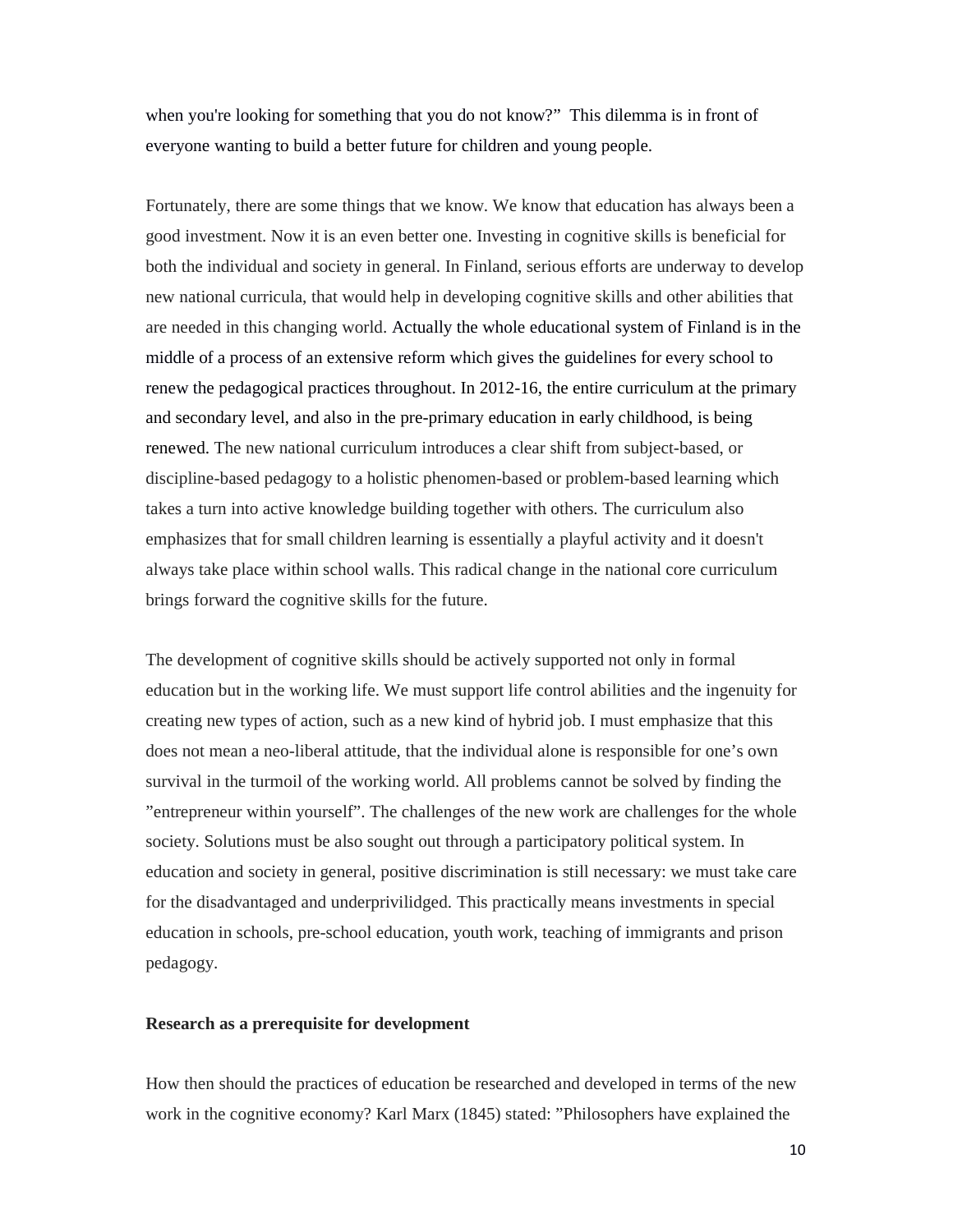when you're looking for something that you do not know?" This dilemma is in front of everyone wanting to build a better future for children and young people.

Fortunately, there are some things that we know. We know that education has always been a good investment. Now it is an even better one. Investing in cognitive skills is beneficial for both the individual and society in general. In Finland, serious efforts are underway to develop new national curricula, that would help in developing cognitive skills and other abilities that are needed in this changing world. Actually the whole educational system of Finland is in the middle of a process of an extensive reform which gives the guidelines for every school to renew the pedagogical practices throughout. In 2012-16, the entire curriculum at the primary and secondary level, and also in the pre-primary education in early childhood, is being renewed. The new national curriculum introduces a clear shift from subject-based, or discipline-based pedagogy to a holistic phenomen-based or problem-based learning which takes a turn into active knowledge building together with others. The curriculum also emphasizes that for small children learning is essentially a playful activity and it doesn't always take place within school walls. This radical change in the national core curriculum brings forward the cognitive skills for the future.

The development of cognitive skills should be actively supported not only in formal education but in the working life. We must support life control abilities and the ingenuity for creating new types of action, such as a new kind of hybrid job. I must emphasize that this does not mean a neo-liberal attitude, that the individual alone is responsible for one's own survival in the turmoil of the working world. All problems cannot be solved by finding the "entrepreneur within yourself". The challenges of the new work are challenges for the whole society. Solutions must be also sought out through a participatory political system. In education and society in general, positive discrimination is still necessary: we must take care for the disadvantaged and underprivilidged. This practically means investments in special education in schools, pre-school education, youth work, teaching of immigrants and prison pedagogy.

**Research as a prerequisite for development**

How then should the practices of education be researched and developed in terms of the new work in the cognitive economy? Karl Marx (1845) stated: "Philosophers have explained the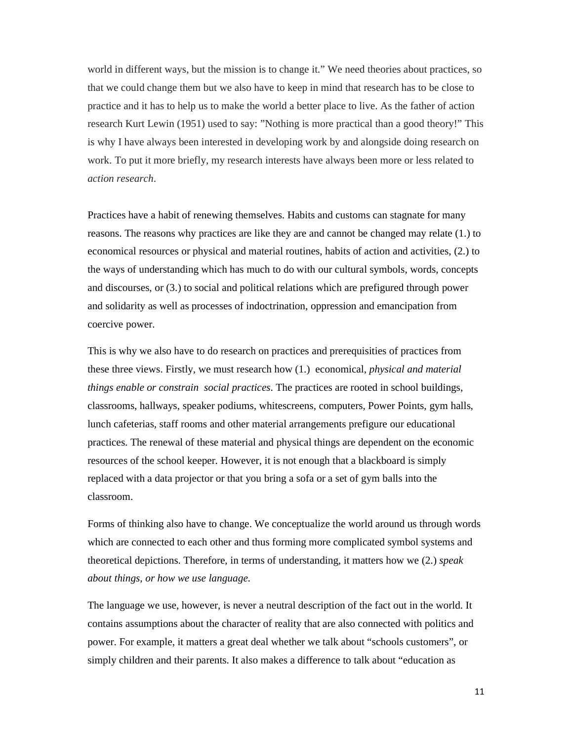world in different ways, but the mission is to change it." We need theories about practices, so that we could change them but we also have to keep in mind that research has to be close to practice and it has to help us to make the world a better place to live. As the father of action research Kurt Lewin (1951) used to say: "Nothing is more practical than a good theory!" This is why I have always been interested in developing work by and alongside doing research on work. To put it more briefly, my research interests have always been more or less related to *action research*.

Practices have a habit of renewing themselves. Habits and customs can stagnate for many reasons. The reasons why practices are like they are and cannot be changed may relate (1.) to economical resources or physical and material routines, habits of action and activities, (2.) to the ways of understanding which has much to do with our cultural symbols, words, concepts and discourses, or (3.) to social and political relations which are prefigured through power and solidarity as well as processes of indoctrination, oppression and emancipation from coercive power.

This is why we also have to do research on practices and prerequisities of practices from these three views. Firstly, we must research how (1.) economical, *physical and material things enable or constrain social practices*. The practices are rooted in school buildings, classrooms, hallways, speaker podiums, whitescreens, computers, Power Points, gym halls, lunch cafeterias, staff rooms and other material arrangements prefigure our educational practices. The renewal of these material and physical things are dependent on the economic resources of the school keeper. However, it is not enough that a blackboard is simply replaced with a data projector or that you bring a sofa or a set of gym balls into the classroom.

Forms of thinking also have to change. We conceptualize the world around us through words which are connected to each other and thus forming more complicated symbol systems and theoretical depictions. Therefore, in terms of understanding, it matters how we (2.) *speak about things, or how we use language.*

The language we use, however, is never a neutral description of the fact out in the world. It contains assumptions about the character of reality that are also connected with politics and power. For example, it matters a great deal whether we talk about "schools customers", or simply children and their parents. It also makes a difference to talk about "education as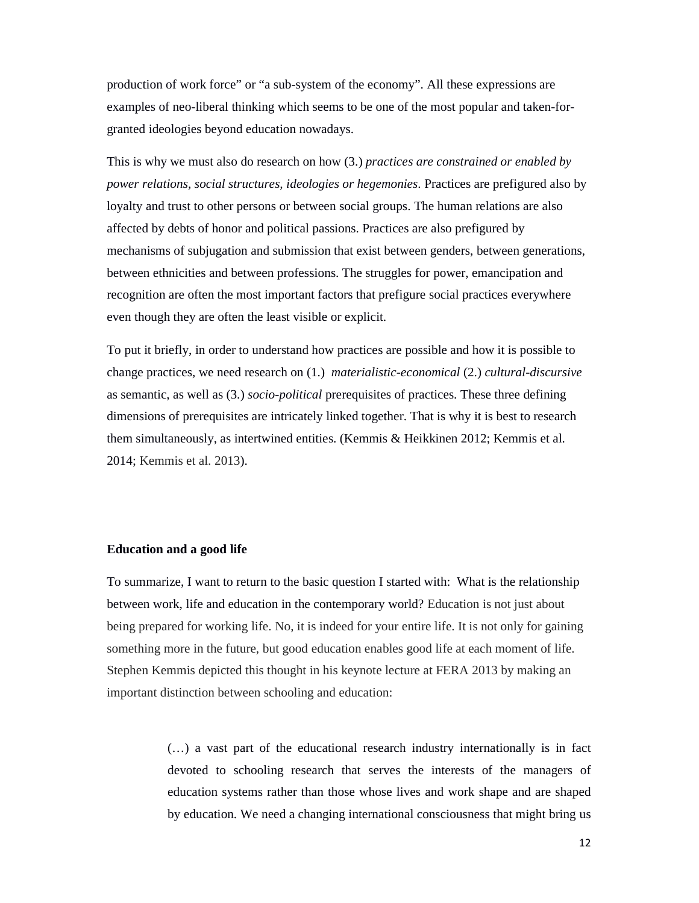production of work force" or "a sub-system of the economy". All these expressions are examples of neo-liberal thinking which seems to be one of the most popular and taken-for-granted ideologies beyond education nowadays.

This is why we must also do research on how (3.) *practices are constrained or enabled by power relations, social structures, ideologies or hegemonies*. Practices are prefigured also by loyalty and trust to other persons or between social groups. The human relations are also affected by debts of honor and political passions. Practices are also prefigured by mechanisms of subjugation and submission that exist between genders, between generations, between ethnicities and between professions. The struggles for power, emancipation and recognition are often the most important factors that prefigure social practices everywhere even though they are often the least visible or explicit.

To put it briefly, in order to understand how practices are possible and how it is possible to change practices, we need research on (1.) *materialistic-economical* (2.) *cultural-discursive* as semantic, as well as (3.) *socio-political* prerequisites of practices. These three defining dimensions of prerequisites are intricately linked together. That is why it is best to research them simultaneously, as intertwined entities. (Kemmis & Heikkinen 2012; Kemmis et al. 2014; Kemmis et al. 2013).

**Education and a good life**

To summarize, I want to return to the basic question I started with: What is the relationship between work, life and education in the contemporary world? Education is not just about being prepared for working life. No, it is indeed for your entire life. It is not only for gaining something more in the future, but good education enables good life at each moment of life. Stephen Kemmis depicted this thought in his keynote lecture at FERA 2013 by making an important distinction between schooling and education:

> (…) a vast part of the educational research industry internationally is in fact devoted to schooling research that serves the interests of the managers of education systems rather than those whose lives and work shape and are shaped by education. We need a changing international consciousness that might bring us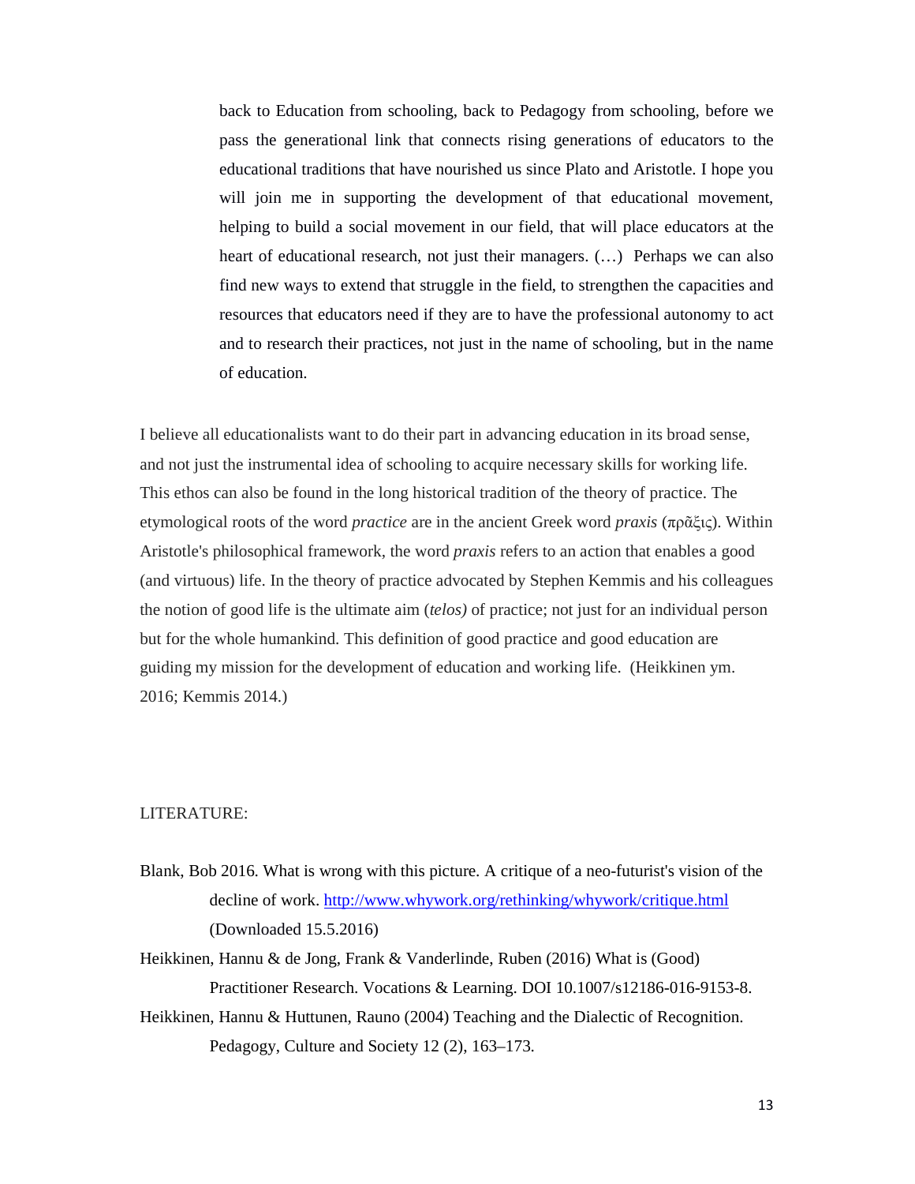> back to Education from schooling, back to Pedagogy from schooling, before we pass the generational link that connects rising generations of educators to the educational traditions that have nourished us since Plato and Aristotle. I hope you will join me in supporting the development of that educational movement, helping to build a social movement in our field, that will place educators at the heart of educational research, not just their managers. (…) Perhaps we can also find new ways to extend that struggle in the field, to strengthen the capacities and resources that educators need if they are to have the professional autonomy to act and to research their practices, not just in the name of schooling, but in the name of education.

I believe all educationalists want to do their part in advancing education in its broad sense, and not just the instrumental idea of schooling to acquire necessary skills for working life. This ethos can also be found in the long historical tradition of the theory of practice. The etymological roots of the word *practice* are in the ancient Greek word *praxis* (πρᾶξις). Within Aristotle's philosophical framework, the word *praxis* refers to an action that enables a good (and virtuous) life. In the theory of practice advocated by Stephen Kemmis and his colleagues the notion of good life is the ultimate aim (*telos)* of practice; not just for an individual person but for the whole humankind. This definition of good practice and good education are guiding my mission for the development of education and working life. (Heikkinen ym. 2016; Kemmis 2014.)

LITERATURE:

Blank, Bob 2016. What is wrong with this picture. A critique of a neo-futurist's vision of the decline of work. http://www.whywork.org/rethinking/whywork/critique.html (Downloaded 15.5.2016)

Heikkinen, Hannu & de Jong, Frank & Vanderlinde, Ruben (2016) What is (Good) Practitioner Research. Vocations & Learning. DOI 10.1007/s12186-016-9153-8.

Heikkinen, Hannu & Huttunen, Rauno (2004) Teaching and the Dialectic of Recognition. Pedagogy, Culture and Society 12 (2), 163–173.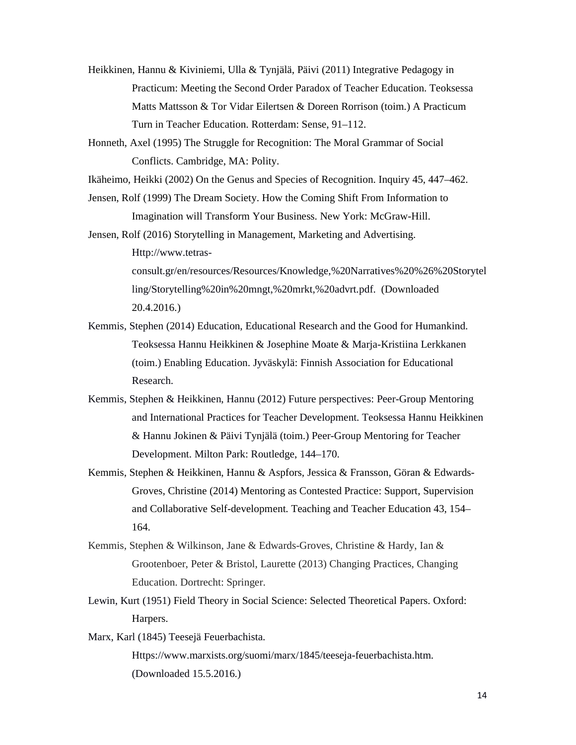Heikkinen, Hannu & Kiviniemi, Ulla & Tynjälä, Päivi (2011) Integrative Pedagogy in Practicum: Meeting the Second Order Paradox of Teacher Education. Teoksessa Matts Mattsson & Tor Vidar Eilertsen & Doreen Rorrison (toim.) A Practicum Turn in Teacher Education. Rotterdam: Sense, 91–112.

Honneth, Axel (1995) The Struggle for Recognition: The Moral Grammar of Social Conflicts. Cambridge, MA: Polity.

Ikäheimo, Heikki (2002) On the Genus and Species of Recognition. Inquiry 45, 447–462.

Jensen, Rolf (1999) The Dream Society. How the Coming Shift From Information to Imagination will Transform Your Business. New York: McGraw-Hill.

Jensen, Rolf (2016) Storytelling in Management, Marketing and Advertising. Http://www.tetras-consult.gr/en/resources/Resources/Knowledge,%20Narratives%20%26%20Storytelling/Storytelling%20in%20mngt,%20mrkt,%20advrt.pdf. (Downloaded 20.4.2016.)

Kemmis, Stephen (2014) Education, Educational Research and the Good for Humankind. Teoksessa Hannu Heikkinen & Josephine Moate & Marja-Kristiina Lerkkanen (toim.) Enabling Education. Jyväskylä: Finnish Association for Educational Research.

Kemmis, Stephen & Heikkinen, Hannu (2012) Future perspectives: Peer-Group Mentoring and International Practices for Teacher Development. Teoksessa Hannu Heikkinen & Hannu Jokinen & Päivi Tynjälä (toim.) Peer-Group Mentoring for Teacher Development. Milton Park: Routledge, 144–170.

Kemmis, Stephen & Heikkinen, Hannu & Aspfors, Jessica & Fransson, Göran & Edwards-Groves, Christine (2014) Mentoring as Contested Practice: Support, Supervision and Collaborative Self-development. Teaching and Teacher Education 43, 154–164.

Kemmis, Stephen & Wilkinson, Jane & Edwards-Groves, Christine & Hardy, Ian & Grootenboer, Peter & Bristol, Laurette (2013) Changing Practices, Changing Education. Dortrecht: Springer.

Lewin, Kurt (1951) Field Theory in Social Science: Selected Theoretical Papers. Oxford: Harpers.

Marx, Karl (1845) Teesejä Feuerbachista. Https://www.marxists.org/suomi/marx/1845/teeseja-feuerbachista.htm. (Downloaded 15.5.2016.)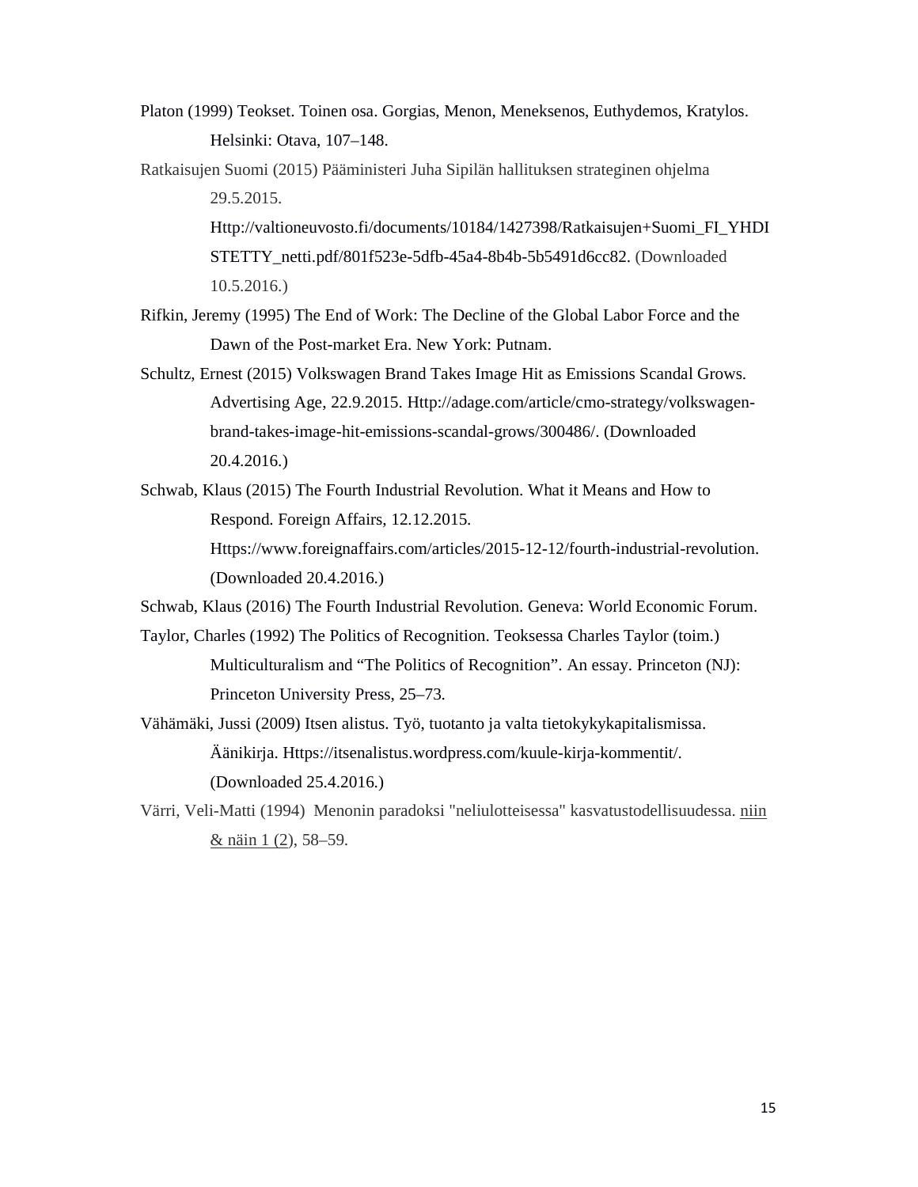Platon (1999) Teokset. Toinen osa. Gorgias, Menon, Meneksenos, Euthydemos, Kratylos. Helsinki: Otava, 107–148.

Ratkaisujen Suomi (2015) Pääministeri Juha Sipilän hallituksen strateginen ohjelma 29.5.2015. Http://valtioneuvosto.fi/documents/10184/1427398/Ratkaisujen+Suomi_FI_YHDISTETTY_netti.pdf/801f523e-5dfb-45a4-8b4b-5b5491d6cc82. (Downloaded 10.5.2016.)

Rifkin, Jeremy (1995) The End of Work: The Decline of the Global Labor Force and the Dawn of the Post-market Era. New York: Putnam.

Schultz, Ernest (2015) Volkswagen Brand Takes Image Hit as Emissions Scandal Grows. Advertising Age, 22.9.2015. Http://adage.com/article/cmo-strategy/volkswagen-brand-takes-image-hit-emissions-scandal-grows/300486/. (Downloaded 20.4.2016.)

Schwab, Klaus (2015) The Fourth Industrial Revolution. What it Means and How to Respond. Foreign Affairs, 12.12.2015. Https://www.foreignaffairs.com/articles/2015-12-12/fourth-industrial-revolution. (Downloaded 20.4.2016.)

Schwab, Klaus (2016) The Fourth Industrial Revolution. Geneva: World Economic Forum.

Taylor, Charles (1992) The Politics of Recognition. Teoksessa Charles Taylor (toim.) Multiculturalism and "The Politics of Recognition". An essay. Princeton (NJ): Princeton University Press, 25–73.

Vähämäki, Jussi (2009) Itsen alistus. Työ, tuotanto ja valta tietokykykapitalismissa. Äänikirja. Https://itsenalistus.wordpress.com/kuule-kirja-kommentit/. (Downloaded 25.4.2016.)

Värri, Veli-Matti (1994) Menonin paradoksi "neliulotteisessa" kasvatustodellisuudessa. niin & näin 1 (2), 58–59.